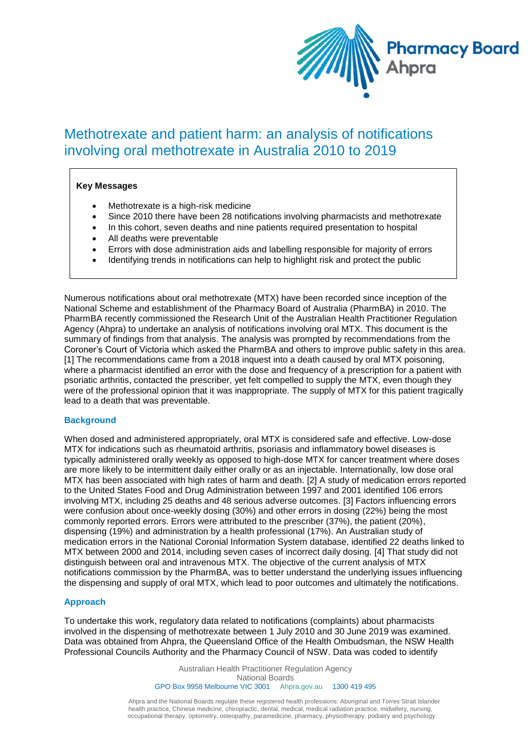# Methotrexate and patient harm: an analysis of notifications involving oral methotrexate in Australia 2010 to 2019

**Key Messages**

- Methotrexate is a high-risk medicine
- Since 2010 there have been 28 notifications involving pharmacists and methotrexate
- In this cohort, seven deaths and nine patients required presentation to hospital
- All deaths were preventable
- Errors with dose administration aids and labelling responsible for majority of errors
- Identifying trends in notifications can help to highlight risk and protect the public

Numerous notifications about oral methotrexate (MTX) have been recorded since inception of the National Scheme and establishment of the Pharmacy Board of Australia (PharmBA) in 2010. The PharmBA recently commissioned the Research Unit of the Australian Health Practitioner Regulation Agency (Ahpra) to undertake an analysis of notifications involving oral MTX. This document is the summary of findings from that analysis. The analysis was prompted by recommendations from the Coroner's Court of Victoria which asked the PharmBA and others to improve public safety in this area. [1] The recommendations came from a 2018 inquest into a death caused by oral MTX poisoning, where a pharmacist identified an error with the dose and frequency of a prescription for a patient with psoriatic arthritis, contacted the prescriber, yet felt compelled to supply the MTX, even though they were of the professional opinion that it was inappropriate. The supply of MTX for this patient tragically lead to a death that was preventable.

## Background

When dosed and administered appropriately, oral MTX is considered safe and effective. Low-dose MTX for indications such as rheumatoid arthritis, psoriasis and inflammatory bowel diseases is typically administered orally weekly as opposed to high-dose MTX for cancer treatment where doses are more likely to be intermittent daily either orally or as an injectable. Internationally, low dose oral MTX has been associated with high rates of harm and death. [2] A study of medication errors reported to the United States Food and Drug Administration between 1997 and 2001 identified 106 errors involving MTX, including 25 deaths and 48 serious adverse outcomes. [3] Factors influencing errors were confusion about once-weekly dosing (30%) and other errors in dosing (22%) being the most commonly reported errors. Errors were attributed to the prescriber (37%), the patient (20%), dispensing (19%) and administration by a health professional (17%). An Australian study of medication errors in the National Coronial Information System database, identified 22 deaths linked to MTX between 2000 and 2014, including seven cases of incorrect daily dosing. [4] That study did not distinguish between oral and intravenous MTX. The objective of the current analysis of MTX notifications commission by the PharmBA, was to better understand the underlying issues influencing the dispensing and supply of oral MTX, which lead to poor outcomes and ultimately the notifications.

## Approach

To undertake this work, regulatory data related to notifications (complaints) about pharmacists involved in the dispensing of methotrexate between 1 July 2010 and 30 June 2019 was examined. Data was obtained from Ahpra, the Queensland Office of the Health Ombudsman, the NSW Health Professional Councils Authority and the Pharmacy Council of NSW. Data was coded to identify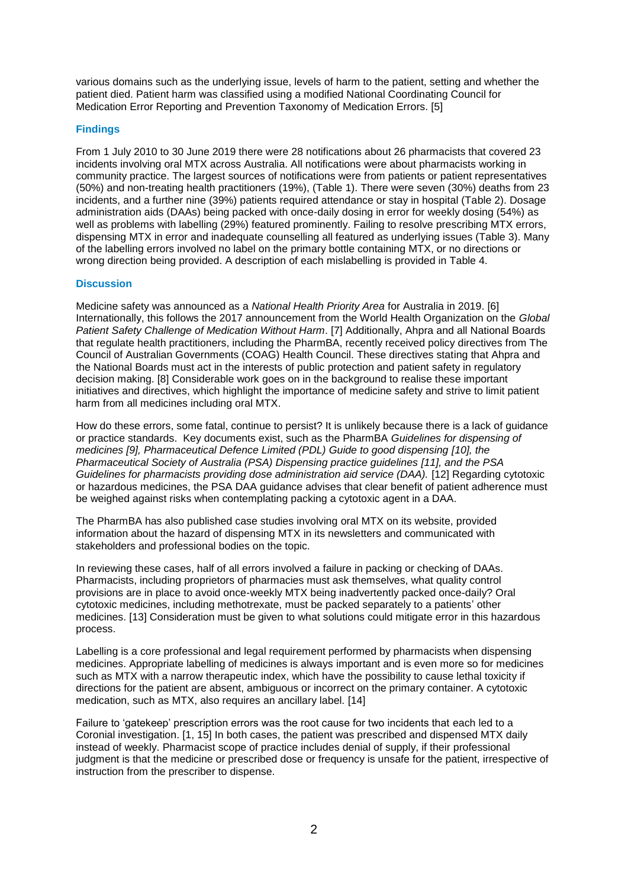various domains such as the underlying issue, levels of harm to the patient, setting and whether the patient died. Patient harm was classified using a modified National Coordinating Council for Medication Error Reporting and Prevention Taxonomy of Medication Errors. [5]

### Findings

From 1 July 2010 to 30 June 2019 there were 28 notifications about 26 pharmacists that covered 23 incidents involving oral MTX across Australia. All notifications were about pharmacists working in community practice. The largest sources of notifications were from patients or patient representatives (50%) and non-treating health practitioners (19%), (Table 1). There were seven (30%) deaths from 23 incidents, and a further nine (39%) patients required attendance or stay in hospital (Table 2). Dosage administration aids (DAAs) being packed with once-daily dosing in error for weekly dosing (54%) as well as problems with labelling (29%) featured prominently. Failing to resolve prescribing MTX errors, dispensing MTX in error and inadequate counselling all featured as underlying issues (Table 3). Many of the labelling errors involved no label on the primary bottle containing MTX, or no directions or wrong direction being provided. A description of each mislabelling is provided in Table 4.

### Discussion

Medicine safety was announced as a *National Health Priority Area* for Australia in 2019. [6] Internationally, this follows the 2017 announcement from the World Health Organization on the *Global Patient Safety Challenge of Medication Without Harm*. [7] Additionally, Ahpra and all National Boards that regulate health practitioners, including the PharmBA, recently received policy directives from The Council of Australian Governments (COAG) Health Council. These directives stating that Ahpra and the National Boards must act in the interests of public protection and patient safety in regulatory decision making. [8] Considerable work goes on in the background to realise these important initiatives and directives, which highlight the importance of medicine safety and strive to limit patient harm from all medicines including oral MTX.

How do these errors, some fatal, continue to persist? It is unlikely because there is a lack of guidance or practice standards. Key documents exist, such as the PharmBA *Guidelines for dispensing of medicines [9], Pharmaceutical Defence Limited (PDL) Guide to good dispensing [10], the Pharmaceutical Society of Australia (PSA) Dispensing practice guidelines [11], and the PSA Guidelines for pharmacists providing dose administration aid service (DAA).* [12] Regarding cytotoxic or hazardous medicines, the PSA DAA guidance advises that clear benefit of patient adherence must be weighed against risks when contemplating packing a cytotoxic agent in a DAA.

The PharmBA has also published case studies involving oral MTX on its website, provided information about the hazard of dispensing MTX in its newsletters and communicated with stakeholders and professional bodies on the topic.

In reviewing these cases, half of all errors involved a failure in packing or checking of DAAs. Pharmacists, including proprietors of pharmacies must ask themselves, what quality control provisions are in place to avoid once-weekly MTX being inadvertently packed once-daily? Oral cytotoxic medicines, including methotrexate, must be packed separately to a patients' other medicines. [13] Consideration must be given to what solutions could mitigate error in this hazardous process.

Labelling is a core professional and legal requirement performed by pharmacists when dispensing medicines. Appropriate labelling of medicines is always important and is even more so for medicines such as MTX with a narrow therapeutic index, which have the possibility to cause lethal toxicity if directions for the patient are absent, ambiguous or incorrect on the primary container. A cytotoxic medication, such as MTX, also requires an ancillary label. [14]

Failure to 'gatekeep' prescription errors was the root cause for two incidents that each led to a Coronial investigation. [1, 15] In both cases, the patient was prescribed and dispensed MTX daily instead of weekly. Pharmacist scope of practice includes denial of supply, if their professional judgment is that the medicine or prescribed dose or frequency is unsafe for the patient, irrespective of instruction from the prescriber to dispense.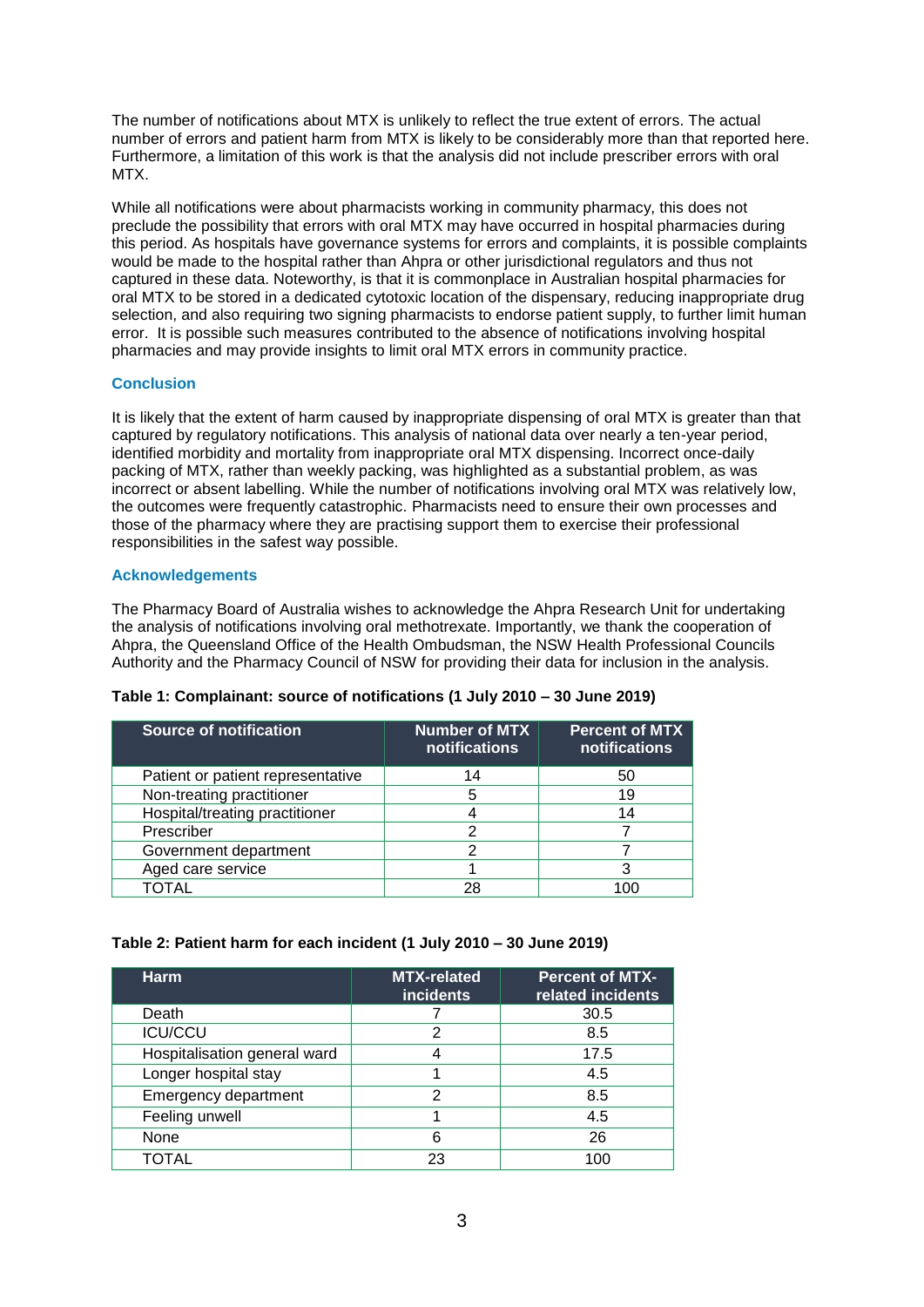The number of notifications about MTX is unlikely to reflect the true extent of errors. The actual number of errors and patient harm from MTX is likely to be considerably more than that reported here. Furthermore, a limitation of this work is that the analysis did not include prescriber errors with oral MTX.

While all notifications were about pharmacists working in community pharmacy, this does not preclude the possibility that errors with oral MTX may have occurred in hospital pharmacies during this period. As hospitals have governance systems for errors and complaints, it is possible complaints would be made to the hospital rather than Ahpra or other jurisdictional regulators and thus not captured in these data. Noteworthy, is that it is commonplace in Australian hospital pharmacies for oral MTX to be stored in a dedicated cytotoxic location of the dispensary, reducing inappropriate drug selection, and also requiring two signing pharmacists to endorse patient supply, to further limit human error. It is possible such measures contributed to the absence of notifications involving hospital pharmacies and may provide insights to limit oral MTX errors in community practice.

## Conclusion

It is likely that the extent of harm caused by inappropriate dispensing of oral MTX is greater than that captured by regulatory notifications. This analysis of national data over nearly a ten-year period, identified morbidity and mortality from inappropriate oral MTX dispensing. Incorrect once-daily packing of MTX, rather than weekly packing, was highlighted as a substantial problem, as was incorrect or absent labelling. While the number of notifications involving oral MTX was relatively low, the outcomes were frequently catastrophic. Pharmacists need to ensure their own processes and those of the pharmacy where they are practising support them to exercise their professional responsibilities in the safest way possible.

## Acknowledgements

The Pharmacy Board of Australia wishes to acknowledge the Ahpra Research Unit for undertaking the analysis of notifications involving oral methotrexate. Importantly, we thank the cooperation of Ahpra, the Queensland Office of the Health Ombudsman, the NSW Health Professional Councils Authority and the Pharmacy Council of NSW for providing their data for inclusion in the analysis.

**Table 1: Complainant: source of notifications (1 July 2010 – 30 June 2019)**

| Source of notification | Number of MTX notifications | Percent of MTX notifications |
|---|---|---|
| Patient or patient representative | 14 | 50 |
| Non-treating practitioner | 5 | 19 |
| Hospital/treating practitioner | 4 | 14 |
| Prescriber | 2 | 7 |
| Government department | 2 | 7 |
| Aged care service | 1 | 3 |
| TOTAL | 28 | 100 |

**Table 2: Patient harm for each incident (1 July 2010 – 30 June 2019)**

| Harm | MTX-related incidents | Percent of MTX-related incidents |
|---|---|---|
| Death | 7 | 30.5 |
| ICU/CCU | 2 | 8.5 |
| Hospitalisation general ward | 4 | 17.5 |
| Longer hospital stay | 1 | 4.5 |
| Emergency department | 2 | 8.5 |
| Feeling unwell | 1 | 4.5 |
| None | 6 | 26 |
| TOTAL | 23 | 100 |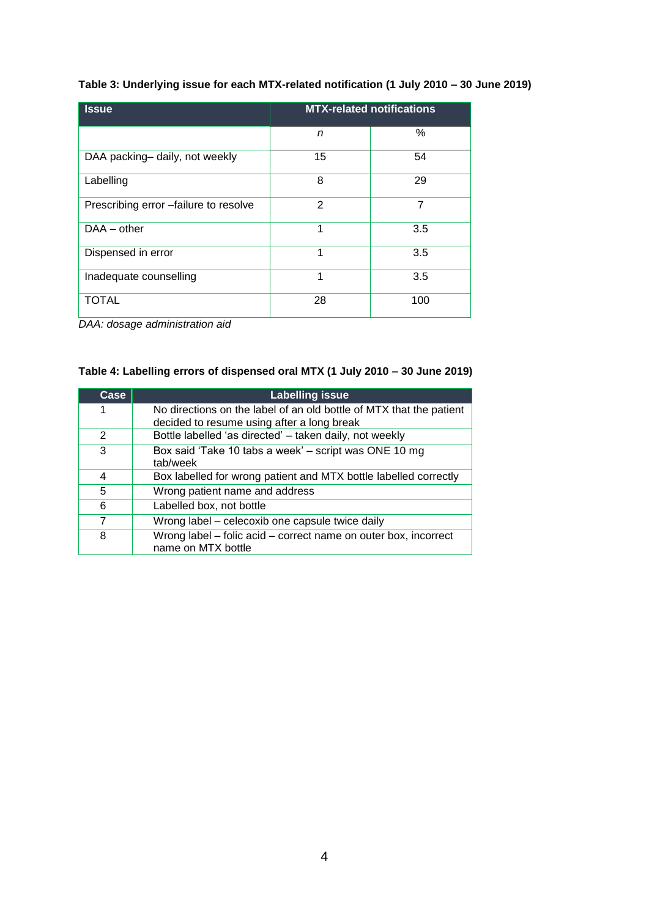**Table 3: Underlying issue for each MTX-related notification (1 July 2010 – 30 June 2019)**

| Issue | MTX-related notifications | |
|---|---|---|
| | *n* | % |
| DAA packing– daily, not weekly | 15 | 54 |
| Labelling | 8 | 29 |
| Prescribing error –failure to resolve | 2 | 7 |
| DAA – other | 1 | 3.5 |
| Dispensed in error | 1 | 3.5 |
| Inadequate counselling | 1 | 3.5 |
| TOTAL | 28 | 100 |

*DAA: dosage administration aid*

**Table 4: Labelling errors of dispensed oral MTX (1 July 2010 – 30 June 2019)**

| Case | Labelling issue |
|---|---|
| 1 | No directions on the label of an old bottle of MTX that the patient decided to resume using after a long break |
| 2 | Bottle labelled 'as directed' – taken daily, not weekly |
| 3 | Box said 'Take 10 tabs a week' – script was ONE 10 mg tab/week |
| 4 | Box labelled for wrong patient and MTX bottle labelled correctly |
| 5 | Wrong patient name and address |
| 6 | Labelled box, not bottle |
| 7 | Wrong label – celecoxib one capsule twice daily |
| 8 | Wrong label – folic acid – correct name on outer box, incorrect name on MTX bottle |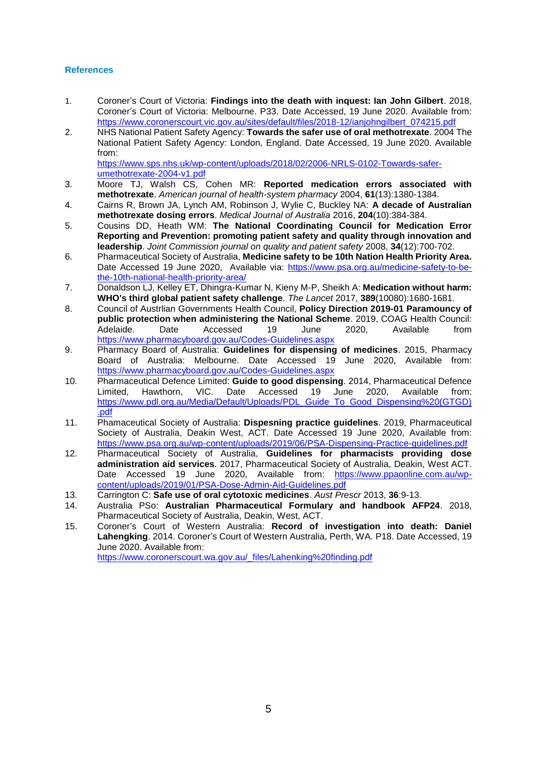## References

1. Coroner's Court of Victoria: **Findings into the death with inquest: Ian John Gilbert**. 2018, Coroner's Court of Victoria: Melbourne. P33. Date Accessed, 19 June 2020. Available from: https://www.coronerscourt.vic.gov.au/sites/default/files/2018-12/ianjohngilbert_074215.pdf
2. NHS National Patient Safety Agency: **Towards the safer use of oral methotrexate**. 2004 The National Patient Safety Agency: London, England. Date Accessed, 19 June 2020. Available from: https://www.sps.nhs.uk/wp-content/uploads/2018/02/2006-NRLS-0102-Towards-safer-umethotrexate-2004-v1.pdf
3. Moore TJ, Walsh CS, Cohen MR: **Reported medication errors associated with methotrexate**. *American journal of health-system pharmacy* 2004, **61**(13):1380-1384.
4. Cairns R, Brown JA, Lynch AM, Robinson J, Wylie C, Buckley NA: **A decade of Australian methotrexate dosing errors**. *Medical Journal of Australia* 2016, **204**(10):384-384.
5. Cousins DD, Heath WM: **The National Coordinating Council for Medication Error Reporting and Prevention: promoting patient safety and quality through innovation and leadership**. *Joint Commission journal on quality and patient safety* 2008, **34**(12):700-702.
6. Pharmaceutical Society of Australia, **Medicine safety to be 10th Nation Health Priority Area.** Date Accessed 19 June 2020, Available via: https://www.psa.org.au/medicine-safety-to-be-the-10th-national-health-priority-area/
7. Donaldson LJ, Kelley ET, Dhingra-Kumar N, Kieny M-P, Sheikh A: **Medication without harm: WHO's third global patient safety challenge**. *The Lancet* 2017, **389**(10080):1680-1681.
8. Council of Austrlian Governments Health Council, **Policy Direction 2019-01 Paramouncy of public protection when administering the National Scheme**. 2019, COAG Health Council: Adelaide. Date Accessed 19 June 2020, Available from https://www.pharmacyboard.gov.au/Codes-Guidelines.aspx
9. Pharmacy Board of Australia: **Guidelines for dispensing of medicines**. 2015, Pharmacy Board of Australia: Melbourne. Date Accessed 19 June 2020, Available from: https://www.pharmacyboard.gov.au/Codes-Guidelines.aspx
10. Pharmaceutical Defence Limited: **Guide to good dispensing**. 2014, Pharmaceutical Defence Limited, Hawthorn, VIC. Date Accessed 19 June 2020, Available from: https://www.pdl.org.au/Media/Default/Uploads/PDL_Guide_To_Good_Dispensing%20(GTGD).pdf
11. Phamaceutical Society of Australia: **Dispesning practice guidelines**. 2019, Pharmaceutical Society of Australia, Deakin West, ACT. Date Accessed 19 June 2020, Available from: https://www.psa.org.au/wp-content/uploads/2019/06/PSA-Dispensing-Practice-guidelines.pdf
12. Pharmaceutical Society of Australia, **Guidelines for pharmacists providing dose administration aid services**. 2017, Pharmaceutical Society of Australia, Deakin, West ACT. Date Accessed 19 June 2020, Available from: https://www.ppaonline.com.au/wp-content/uploads/2019/01/PSA-Dose-Admin-Aid-Guidelines.pdf
13. Carrington C: **Safe use of oral cytotoxic medicines**. *Aust Prescr* 2013, **36**:9-13.
14. Australia PSo: **Australian Pharmaceutical Formulary and handbook AFP24**. 2018, Pharmaceutical Society of Australia, Deakin, West, ACT.
15. Coroner's Court of Western Australia: **Record of investigation into death: Daniel Lahengking**. 2014. Coroner's Court of Western Australia, Perth, WA. P18. Date Accessed, 19 June 2020. Available from: https://www.coronerscourt.wa.gov.au/_files/Lahenking%20finding.pdf